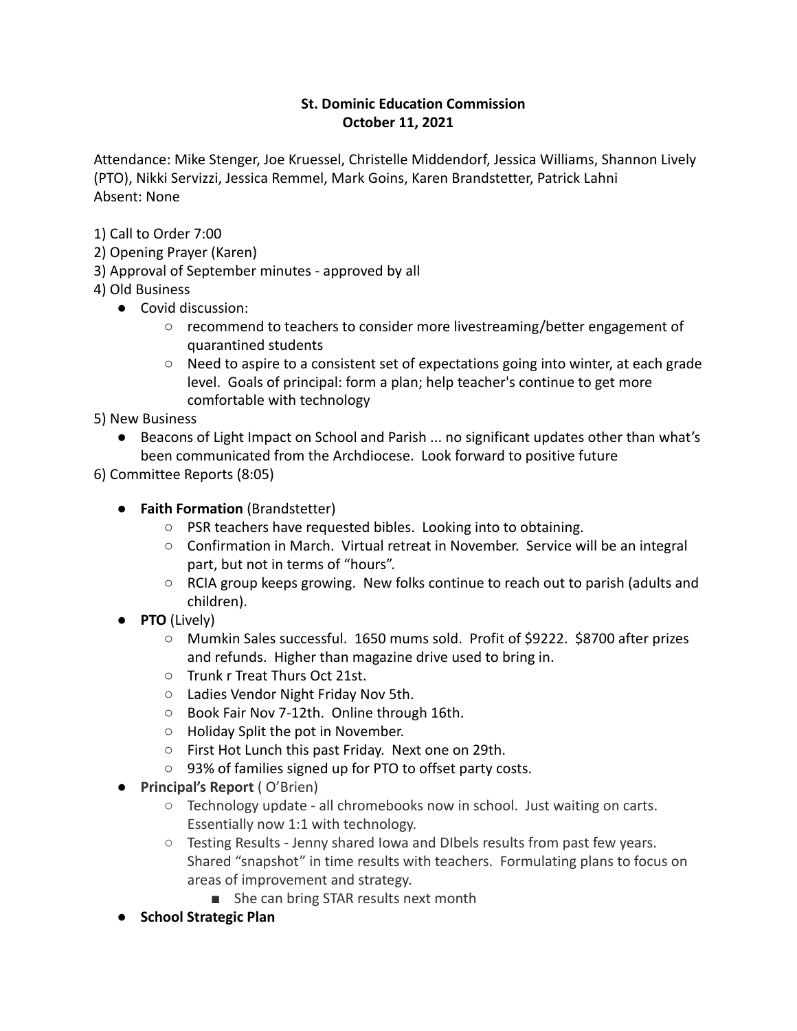**St. Dominic Education Commission**
**October 11, 2021**

Attendance: Mike Stenger, Joe Kruessel, Christelle Middendorf, Jessica Williams, Shannon Lively (PTO), Nikki Servizzi, Jessica Remmel, Mark Goins, Karen Brandstetter, Patrick Lahni
Absent: None

1) Call to Order 7:00
2) Opening Prayer (Karen)
3) Approval of September minutes - approved by all
4) Old Business
   - Covid discussion:
     - recommend to teachers to consider more livestreaming/better engagement of quarantined students
     - Need to aspire to a consistent set of expectations going into winter, at each grade level. Goals of principal: form a plan; help teacher's continue to get more comfortable with technology
5) New Business
   - Beacons of Light Impact on School and Parish ... no significant updates other than what's been communicated from the Archdiocese. Look forward to positive future
6) Committee Reports (8:05)
   - **Faith Formation** (Brandstetter)
     - PSR teachers have requested bibles. Looking into to obtaining.
     - Confirmation in March. Virtual retreat in November. Service will be an integral part, but not in terms of "hours".
     - RCIA group keeps growing. New folks continue to reach out to parish (adults and children).
   - **PTO** (Lively)
     - Mumkin Sales successful. 1650 mums sold. Profit of $9222. $8700 after prizes and refunds. Higher than magazine drive used to bring in.
     - Trunk r Treat Thurs Oct 21st.
     - Ladies Vendor Night Friday Nov 5th.
     - Book Fair Nov 7-12th. Online through 16th.
     - Holiday Split the pot in November.
     - First Hot Lunch this past Friday. Next one on 29th.
     - 93% of families signed up for PTO to offset party costs.
   - **Principal's Report** ( O'Brien)
     - Technology update - all chromebooks now in school. Just waiting on carts. Essentially now 1:1 with technology.
     - Testing Results - Jenny shared Iowa and DIbels results from past few years. Shared "snapshot" in time results with teachers. Formulating plans to focus on areas of improvement and strategy.
       - She can bring STAR results next month
   - **School Strategic Plan**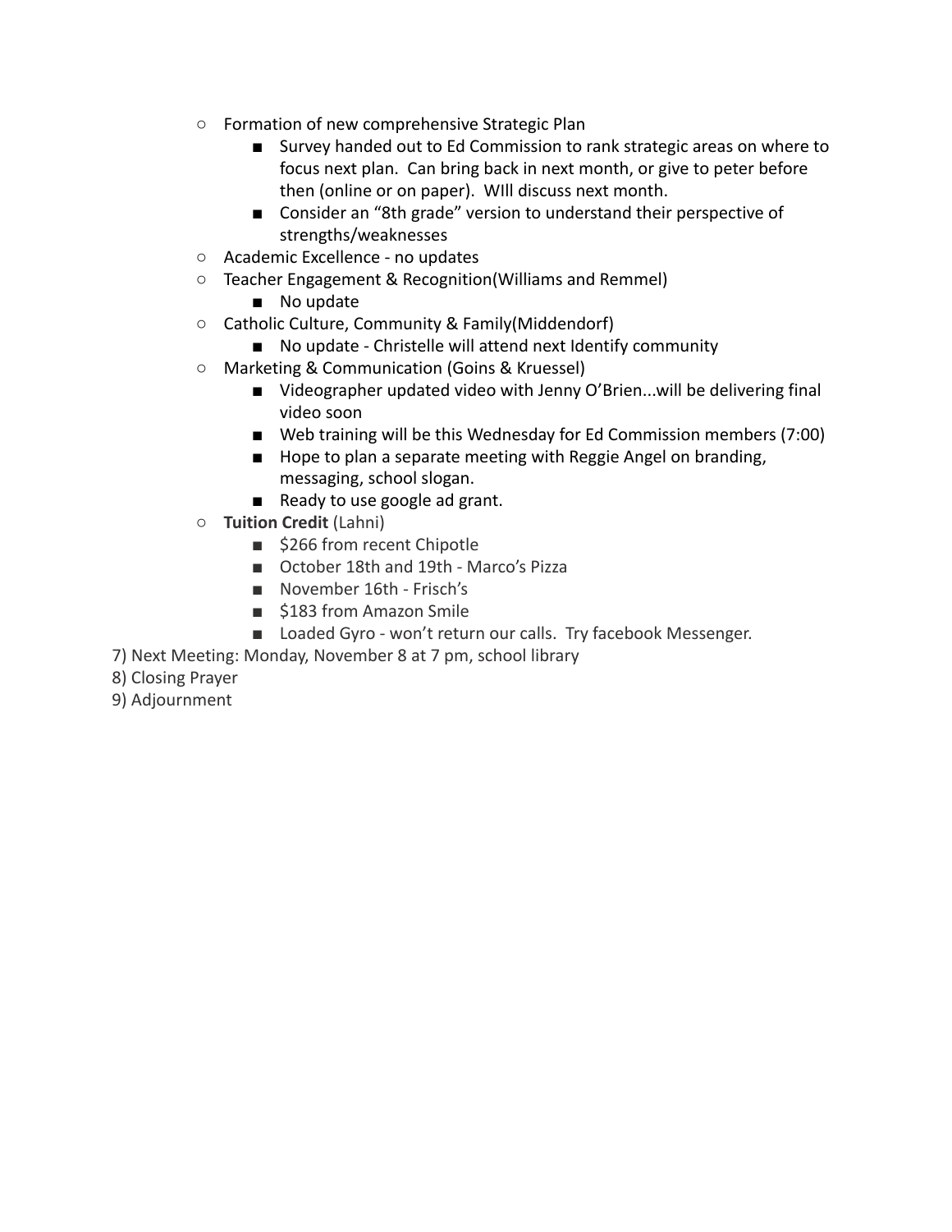- Formation of new comprehensive Strategic Plan
    - Survey handed out to Ed Commission to rank strategic areas on where to focus next plan. Can bring back in next month, or give to peter before then (online or on paper). WIll discuss next month.
    - Consider an "8th grade" version to understand their perspective of strengths/weaknesses
- Academic Excellence - no updates
- Teacher Engagement & Recognition(Williams and Remmel)
    - No update
- Catholic Culture, Community & Family(Middendorf)
    - No update - Christelle will attend next Identify community
- Marketing & Communication (Goins & Kruessel)
    - Videographer updated video with Jenny O'Brien...will be delivering final video soon
    - Web training will be this Wednesday for Ed Commission members (7:00)
    - Hope to plan a separate meeting with Reggie Angel on branding, messaging, school slogan.
    - Ready to use google ad grant.
- **Tuition Credit** (Lahni)
    - $266 from recent Chipotle
    - October 18th and 19th - Marco's Pizza
    - November 16th - Frisch's
    - $183 from Amazon Smile
    - Loaded Gyro - won't return our calls. Try facebook Messenger.

7) Next Meeting: Monday, November 8 at 7 pm, school library
8) Closing Prayer
9) Adjournment